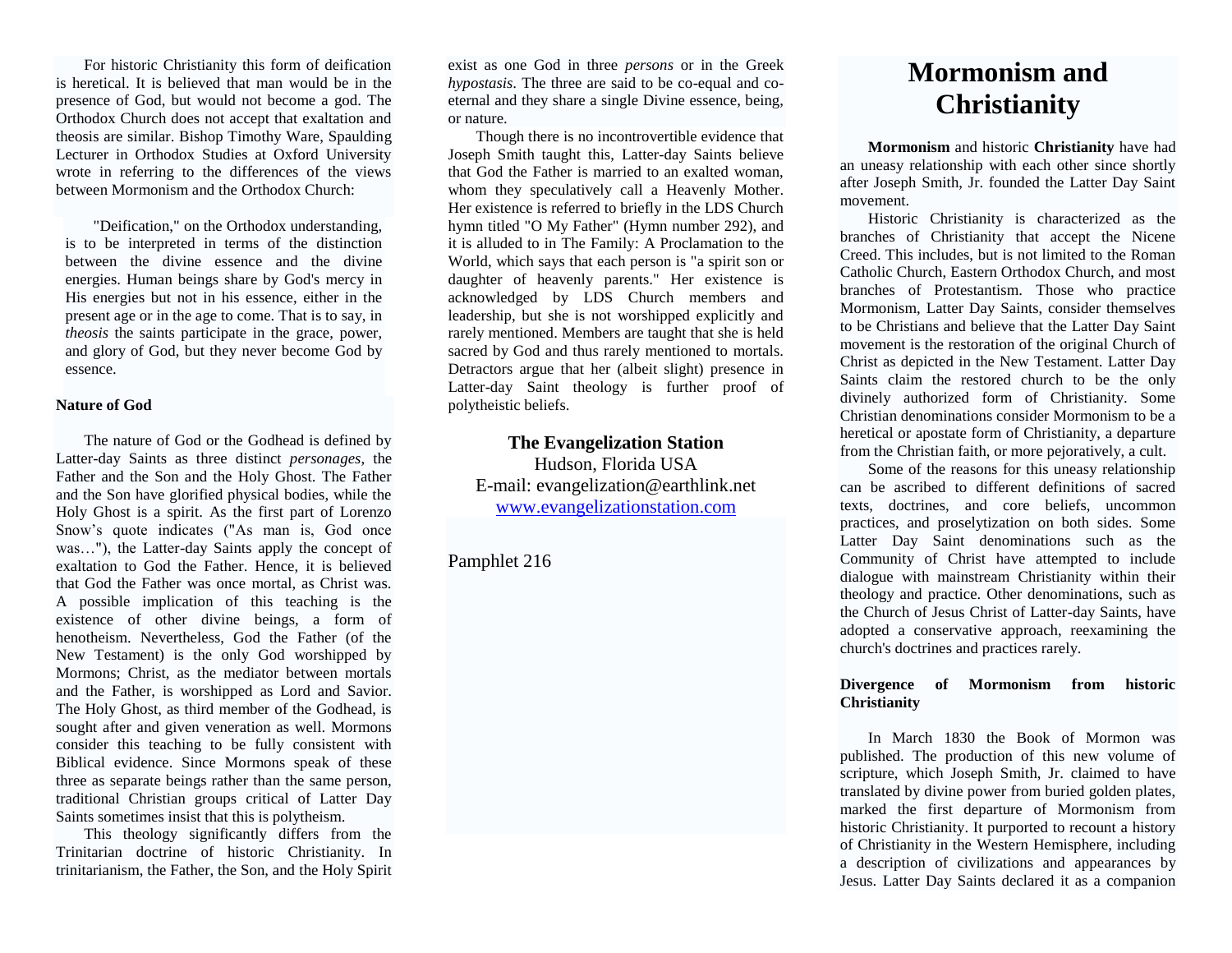For historic Christianity this form of deification is heretical. It is believed that man would be in the presence of God, but would not become a god. The Orthodox Church does not accept that exaltation and theosis are similar. Bishop Timothy Ware, Spaulding Lecturer in Orthodox Studies at Oxford University wrote in referring to the differences of the views between Mormonism and the Orthodox Church:

> "Deification," on the Orthodox understanding, is to be interpreted in terms of the distinction between the divine essence and the divine energies. Human beings share by God's mercy in His energies but not in his essence, either in the present age or in the age to come. That is to say, in *theosis* the saints participate in the grace, power, and glory of God, but they never become God by essence.

**Nature of God**

The nature of God or the Godhead is defined by Latter-day Saints as three distinct *personages*, the Father and the Son and the Holy Ghost. The Father and the Son have glorified physical bodies, while the Holy Ghost is a spirit. As the first part of Lorenzo Snow's quote indicates ("As man is, God once was…"), the Latter-day Saints apply the concept of exaltation to God the Father. Hence, it is believed that God the Father was once mortal, as Christ was. A possible implication of this teaching is the existence of other divine beings, a form of henotheism. Nevertheless, God the Father (of the New Testament) is the only God worshipped by Mormons; Christ, as the mediator between mortals and the Father, is worshipped as Lord and Savior. The Holy Ghost, as third member of the Godhead, is sought after and given veneration as well. Mormons consider this teaching to be fully consistent with Biblical evidence. Since Mormons speak of these three as separate beings rather than the same person, traditional Christian groups critical of Latter Day Saints sometimes insist that this is polytheism.

This theology significantly differs from the Trinitarian doctrine of historic Christianity. In trinitarianism, the Father, the Son, and the Holy Spirit exist as one God in three *persons* or in the Greek *hypostasis*. The three are said to be co-equal and co-eternal and they share a single Divine essence, being, or nature.

Though there is no incontrovertible evidence that Joseph Smith taught this, Latter-day Saints believe that God the Father is married to an exalted woman, whom they speculatively call a Heavenly Mother. Her existence is referred to briefly in the LDS Church hymn titled "O My Father" (Hymn number 292), and it is alluded to in The Family: A Proclamation to the World, which says that each person is "a spirit son or daughter of heavenly parents." Her existence is acknowledged by LDS Church members and leadership, but she is not worshipped explicitly and rarely mentioned. Members are taught that she is held sacred by God and thus rarely mentioned to mortals. Detractors argue that her (albeit slight) presence in Latter-day Saint theology is further proof of polytheistic beliefs.

**The Evangelization Station**
Hudson, Florida USA
E-mail: evangelization@earthlink.net
www.evangelizationstation.com

Pamphlet 216

# Mormonism and Christianity

**Mormonism** and historic **Christianity** have had an uneasy relationship with each other since shortly after Joseph Smith, Jr. founded the Latter Day Saint movement.

Historic Christianity is characterized as the branches of Christianity that accept the Nicene Creed. This includes, but is not limited to the Roman Catholic Church, Eastern Orthodox Church, and most branches of Protestantism. Those who practice Mormonism, Latter Day Saints, consider themselves to be Christians and believe that the Latter Day Saint movement is the restoration of the original Church of Christ as depicted in the New Testament. Latter Day Saints claim the restored church to be the only divinely authorized form of Christianity. Some Christian denominations consider Mormonism to be a heretical or apostate form of Christianity, a departure from the Christian faith, or more pejoratively, a cult.

Some of the reasons for this uneasy relationship can be ascribed to different definitions of sacred texts, doctrines, and core beliefs, uncommon practices, and proselytization on both sides. Some Latter Day Saint denominations such as the Community of Christ have attempted to include dialogue with mainstream Christianity within their theology and practice. Other denominations, such as the Church of Jesus Christ of Latter-day Saints, have adopted a conservative approach, reexamining the church's doctrines and practices rarely.

**Divergence of Mormonism from historic Christianity**

In March 1830 the Book of Mormon was published. The production of this new volume of scripture, which Joseph Smith, Jr. claimed to have translated by divine power from buried golden plates, marked the first departure of Mormonism from historic Christianity. It purported to recount a history of Christianity in the Western Hemisphere, including a description of civilizations and appearances by Jesus. Latter Day Saints declared it as a companion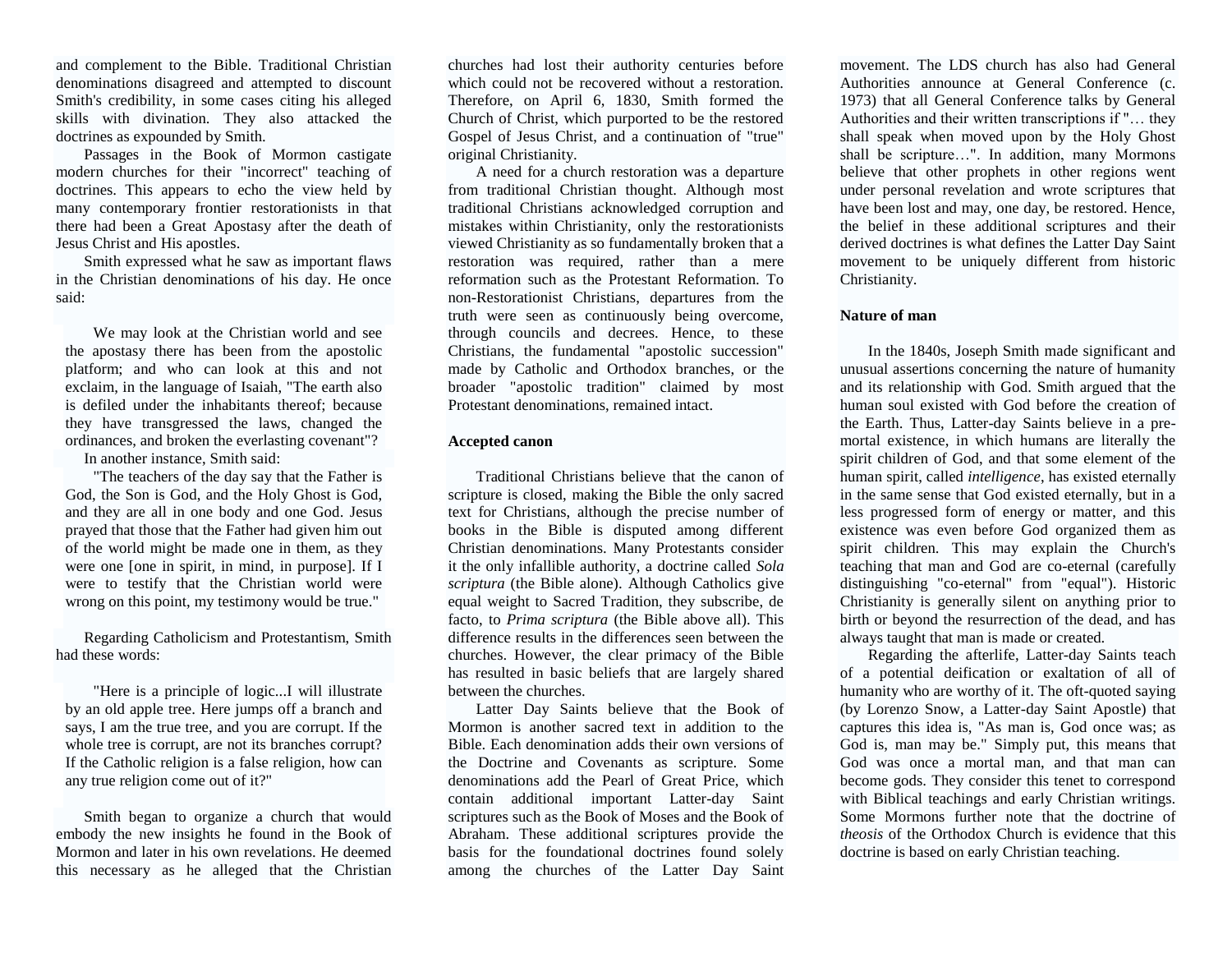and complement to the Bible. Traditional Christian denominations disagreed and attempted to discount Smith's credibility, in some cases citing his alleged skills with divination. They also attacked the doctrines as expounded by Smith.

Passages in the Book of Mormon castigate modern churches for their "incorrect" teaching of doctrines. This appears to echo the view held by many contemporary frontier restorationists in that there had been a Great Apostasy after the death of Jesus Christ and His apostles.

Smith expressed what he saw as important flaws in the Christian denominations of his day. He once said:

> We may look at the Christian world and see the apostasy there has been from the apostolic platform; and who can look at this and not exclaim, in the language of Isaiah, "The earth also is defiled under the inhabitants thereof; because they have transgressed the laws, changed the ordinances, and broken the everlasting covenant"?

In another instance, Smith said:

> "The teachers of the day say that the Father is God, the Son is God, and the Holy Ghost is God, and they are all in one body and one God. Jesus prayed that those that the Father had given him out of the world might be made one in them, as they were one [one in spirit, in mind, in purpose]. If I were to testify that the Christian world were wrong on this point, my testimony would be true."

Regarding Catholicism and Protestantism, Smith had these words:

> "Here is a principle of logic...I will illustrate by an old apple tree. Here jumps off a branch and says, I am the true tree, and you are corrupt. If the whole tree is corrupt, are not its branches corrupt? If the Catholic religion is a false religion, how can any true religion come out of it?"

Smith began to organize a church that would embody the new insights he found in the Book of Mormon and later in his own revelations. He deemed this necessary as he alleged that the Christian churches had lost their authority centuries before which could not be recovered without a restoration. Therefore, on April 6, 1830, Smith formed the Church of Christ, which purported to be the restored Gospel of Jesus Christ, and a continuation of "true" original Christianity.

A need for a church restoration was a departure from traditional Christian thought. Although most traditional Christians acknowledged corruption and mistakes within Christianity, only the restorationists viewed Christianity as so fundamentally broken that a restoration was required, rather than a mere reformation such as the Protestant Reformation. To non-Restorationist Christians, departures from the truth were seen as continuously being overcome, through councils and decrees. Hence, to these Christians, the fundamental "apostolic succession" made by Catholic and Orthodox branches, or the broader "apostolic tradition" claimed by most Protestant denominations, remained intact.

**Accepted canon**

Traditional Christians believe that the canon of scripture is closed, making the Bible the only sacred text for Christians, although the precise number of books in the Bible is disputed among different Christian denominations. Many Protestants consider it the only infallible authority, a doctrine called *Sola scriptura* (the Bible alone). Although Catholics give equal weight to Sacred Tradition, they subscribe, de facto, to *Prima scriptura* (the Bible above all). This difference results in the differences seen between the churches. However, the clear primacy of the Bible has resulted in basic beliefs that are largely shared between the churches.

Latter Day Saints believe that the Book of Mormon is another sacred text in addition to the Bible. Each denomination adds their own versions of the Doctrine and Covenants as scripture. Some denominations add the Pearl of Great Price, which contain additional important Latter-day Saint scriptures such as the Book of Moses and the Book of Abraham. These additional scriptures provide the basis for the foundational doctrines found solely among the churches of the Latter Day Saint movement. The LDS church has also had General Authorities announce at General Conference (c. 1973) that all General Conference talks by General Authorities and their written transcriptions if "… they shall speak when moved upon by the Holy Ghost shall be scripture…". In addition, many Mormons believe that other prophets in other regions went under personal revelation and wrote scriptures that have been lost and may, one day, be restored. Hence, the belief in these additional scriptures and their derived doctrines is what defines the Latter Day Saint movement to be uniquely different from historic Christianity.

**Nature of man**

In the 1840s, Joseph Smith made significant and unusual assertions concerning the nature of humanity and its relationship with God. Smith argued that the human soul existed with God before the creation of the Earth. Thus, Latter-day Saints believe in a pre-mortal existence, in which humans are literally the spirit children of God, and that some element of the human spirit, called *intelligence*, has existed eternally in the same sense that God existed eternally, but in a less progressed form of energy or matter, and this existence was even before God organized them as spirit children. This may explain the Church's teaching that man and God are co-eternal (carefully distinguishing "co-eternal" from "equal"). Historic Christianity is generally silent on anything prior to birth or beyond the resurrection of the dead, and has always taught that man is made or created.

Regarding the afterlife, Latter-day Saints teach of a potential deification or exaltation of all of humanity who are worthy of it. The oft-quoted saying (by Lorenzo Snow, a Latter-day Saint Apostle) that captures this idea is, "As man is, God once was; as God is, man may be." Simply put, this means that God was once a mortal man, and that man can become gods. They consider this tenet to correspond with Biblical teachings and early Christian writings. Some Mormons further note that the doctrine of *theosis* of the Orthodox Church is evidence that this doctrine is based on early Christian teaching.